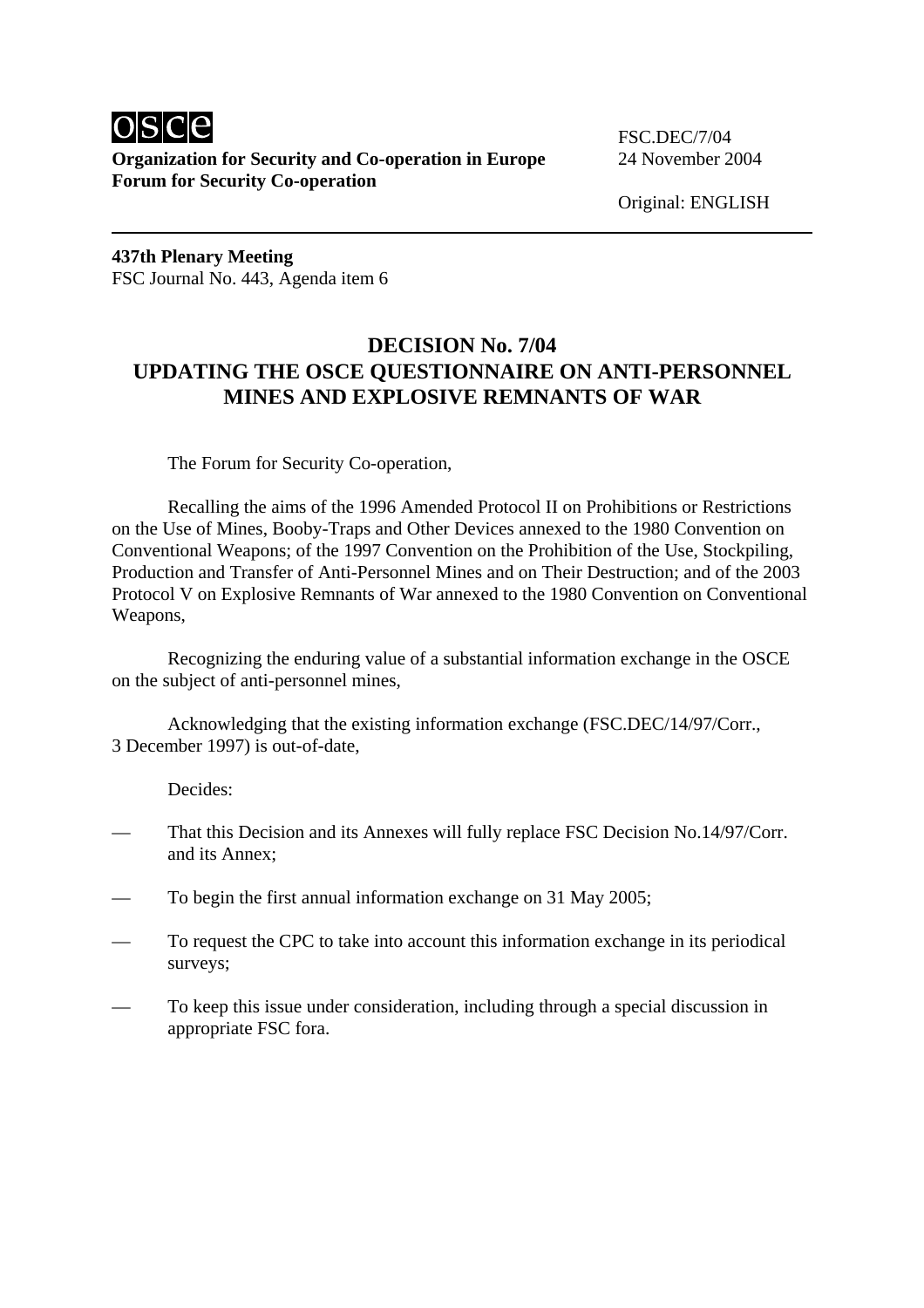**Organization for Security and Co-operation in Europe**
**Forum for Security Co-operation**

FSC.DEC/7/04
24 November 2004

Original: ENGLISH

**437th Plenary Meeting**
FSC Journal No. 443, Agenda item 6

# DECISION No. 7/04
# UPDATING THE OSCE QUESTIONNAIRE ON ANTI-PERSONNEL MINES AND EXPLOSIVE REMNANTS OF WAR

The Forum for Security Co-operation,

Recalling the aims of the 1996 Amended Protocol II on Prohibitions or Restrictions on the Use of Mines, Booby-Traps and Other Devices annexed to the 1980 Convention on Conventional Weapons; of the 1997 Convention on the Prohibition of the Use, Stockpiling, Production and Transfer of Anti-Personnel Mines and on Their Destruction; and of the 2003 Protocol V on Explosive Remnants of War annexed to the 1980 Convention on Conventional Weapons,

Recognizing the enduring value of a substantial information exchange in the OSCE on the subject of anti-personnel mines,

Acknowledging that the existing information exchange (FSC.DEC/14/97/Corr., 3 December 1997) is out-of-date,

Decides:

— That this Decision and its Annexes will fully replace FSC Decision No.14/97/Corr. and its Annex;

— To begin the first annual information exchange on 31 May 2005;

— To request the CPC to take into account this information exchange in its periodical surveys;

— To keep this issue under consideration, including through a special discussion in appropriate FSC fora.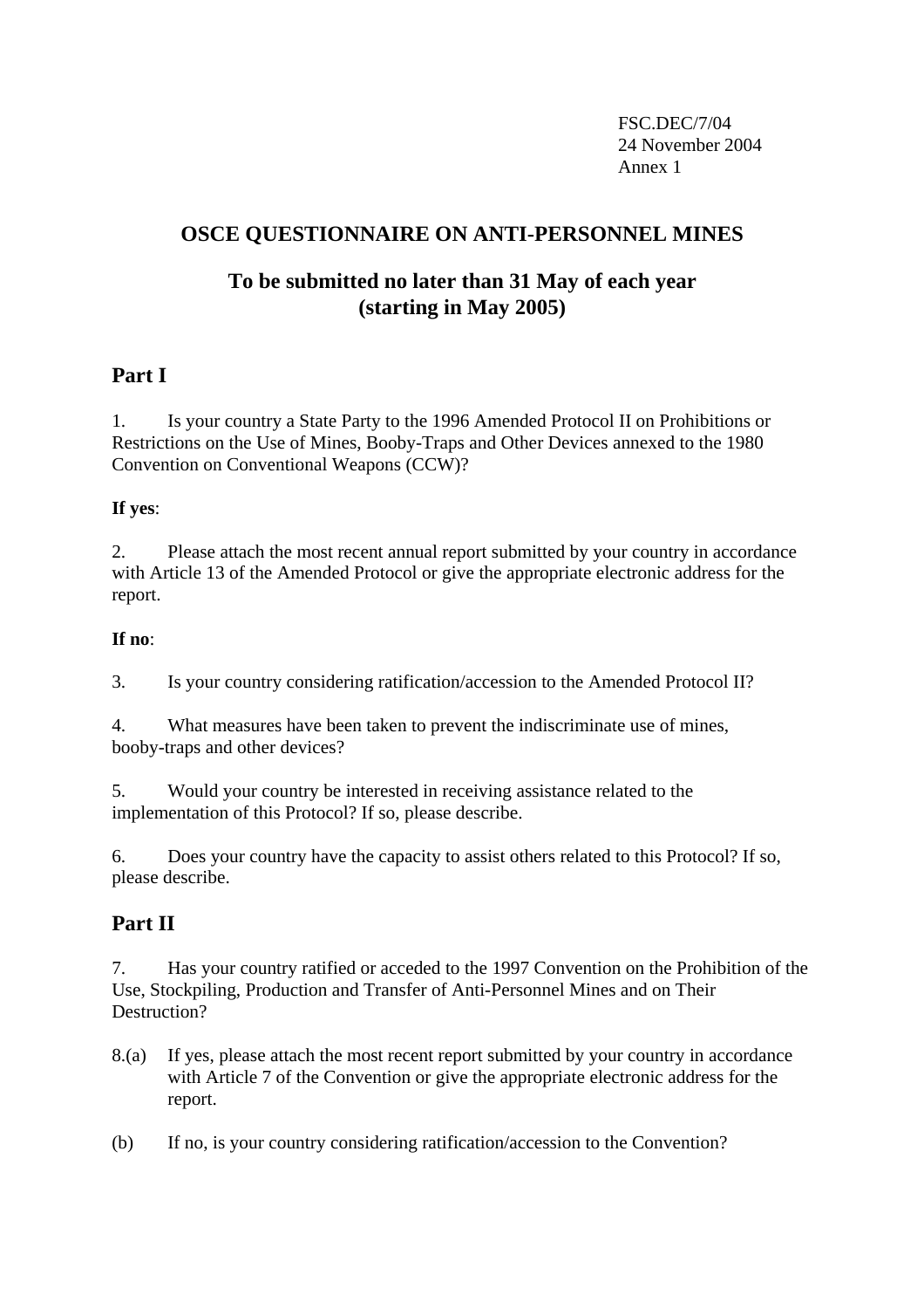FSC.DEC/7/04
24 November 2004
Annex 1

# OSCE QUESTIONNAIRE ON ANTI-PERSONNEL MINES

## To be submitted no later than 31 May of each year (starting in May 2005)

## Part I

1. Is your country a State Party to the 1996 Amended Protocol II on Prohibitions or Restrictions on the Use of Mines, Booby-Traps and Other Devices annexed to the 1980 Convention on Conventional Weapons (CCW)?

**If yes**:

2. Please attach the most recent annual report submitted by your country in accordance with Article 13 of the Amended Protocol or give the appropriate electronic address for the report.

**If no**:

3. Is your country considering ratification/accession to the Amended Protocol II?

4. What measures have been taken to prevent the indiscriminate use of mines, booby-traps and other devices?

5. Would your country be interested in receiving assistance related to the implementation of this Protocol? If so, please describe.

6. Does your country have the capacity to assist others related to this Protocol? If so, please describe.

## Part II

7. Has your country ratified or acceded to the 1997 Convention on the Prohibition of the Use, Stockpiling, Production and Transfer of Anti-Personnel Mines and on Their Destruction?

8.(a) If yes, please attach the most recent report submitted by your country in accordance with Article 7 of the Convention or give the appropriate electronic address for the report.

(b) If no, is your country considering ratification/accession to the Convention?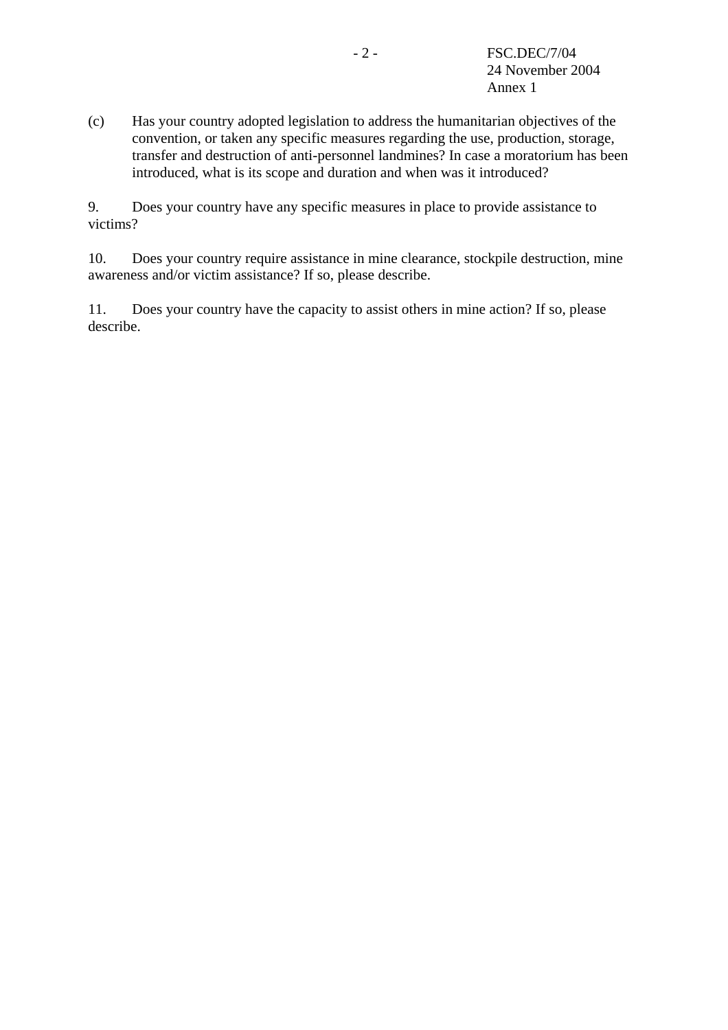(c) Has your country adopted legislation to address the humanitarian objectives of the convention, or taken any specific measures regarding the use, production, storage, transfer and destruction of anti-personnel landmines? In case a moratorium has been introduced, what is its scope and duration and when was it introduced?

9. Does your country have any specific measures in place to provide assistance to victims?

10. Does your country require assistance in mine clearance, stockpile destruction, mine awareness and/or victim assistance? If so, please describe.

11. Does your country have the capacity to assist others in mine action? If so, please describe.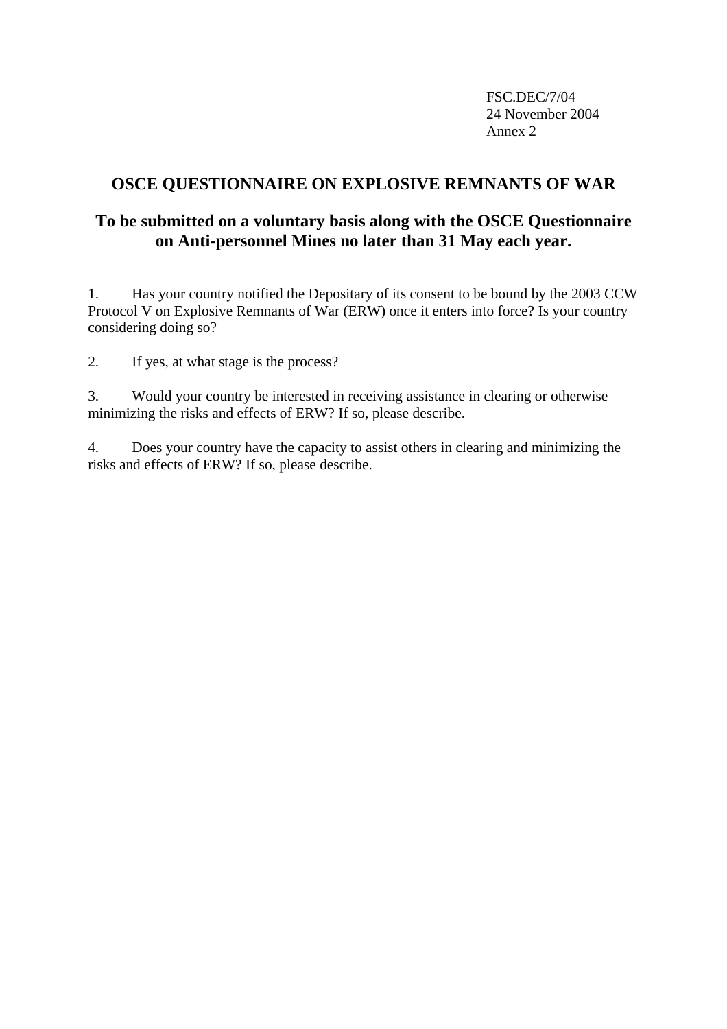FSC.DEC/7/04
24 November 2004
Annex 2

# OSCE QUESTIONNAIRE ON EXPLOSIVE REMNANTS OF WAR

## To be submitted on a voluntary basis along with the OSCE Questionnaire on Anti-personnel Mines no later than 31 May each year.

1. Has your country notified the Depositary of its consent to be bound by the 2003 CCW Protocol V on Explosive Remnants of War (ERW) once it enters into force? Is your country considering doing so?

2. If yes, at what stage is the process?

3. Would your country be interested in receiving assistance in clearing or otherwise minimizing the risks and effects of ERW? If so, please describe.

4. Does your country have the capacity to assist others in clearing and minimizing the risks and effects of ERW? If so, please describe.